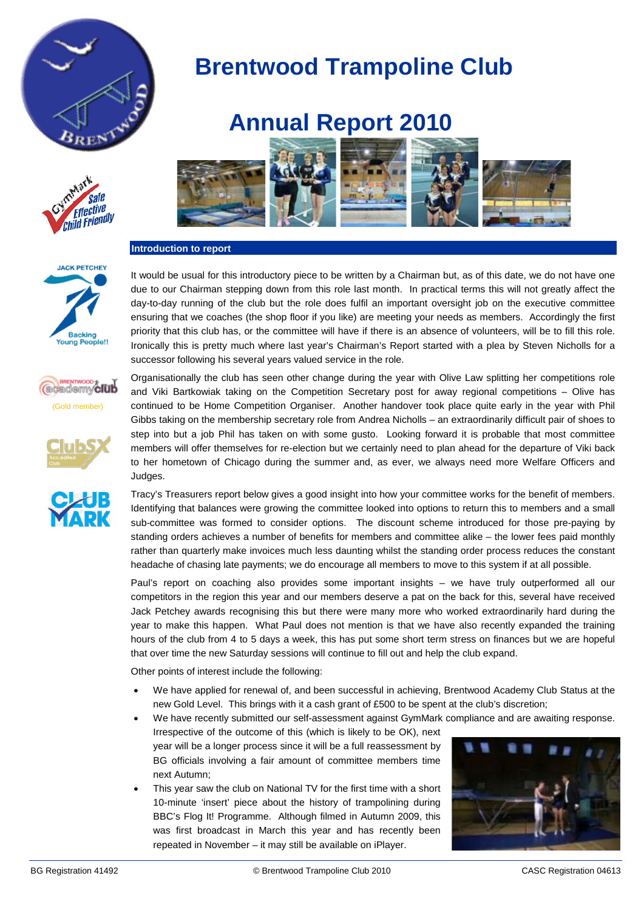# Brentwood Trampoline Club

# Annual Report 2010

## Introduction to report

It would be usual for this introductory piece to be written by a Chairman but, as of this date, we do not have one due to our Chairman stepping down from this role last month. In practical terms this will not greatly affect the day-to-day running of the club but the role does fulfil an important oversight job on the executive committee ensuring that we coaches (the shop floor if you like) are meeting your needs as members. Accordingly the first priority that this club has, or the committee will have if there is an absence of volunteers, will be to fill this role. Ironically this is pretty much where last year's Chairman's Report started with a plea by Steven Nicholls for a successor following his several years valued service in the role.

Organisationally the club has seen other change during the year with Olive Law splitting her competitions role and Viki Bartkowiak taking on the Competition Secretary post for away regional competitions – Olive has continued to be Home Competition Organiser. Another handover took place quite early in the year with Phil Gibbs taking on the membership secretary role from Andrea Nicholls – an extraordinarily difficult pair of shoes to step into but a job Phil has taken on with some gusto. Looking forward it is probable that most committee members will offer themselves for re-election but we certainly need to plan ahead for the departure of Viki back to her hometown of Chicago during the summer and, as ever, we always need more Welfare Officers and Judges.

Tracy's Treasurers report below gives a good insight into how your committee works for the benefit of members. Identifying that balances were growing the committee looked into options to return this to members and a small sub-committee was formed to consider options. The discount scheme introduced for those pre-paying by standing orders achieves a number of benefits for members and committee alike – the lower fees paid monthly rather than quarterly make invoices much less daunting whilst the standing order process reduces the constant headache of chasing late payments; we do encourage all members to move to this system if at all possible.

Paul's report on coaching also provides some important insights – we have truly outperformed all our competitors in the region this year and our members deserve a pat on the back for this, several have received Jack Petchey awards recognising this but there were many more who worked extraordinarily hard during the year to make this happen. What Paul does not mention is that we have also recently expanded the training hours of the club from 4 to 5 days a week, this has put some short term stress on finances but we are hopeful that over time the new Saturday sessions will continue to fill out and help the club expand.

Other points of interest include the following:

- We have applied for renewal of, and been successful in achieving, Brentwood Academy Club Status at the new Gold Level. This brings with it a cash grant of £500 to be spent at the club's discretion;
- We have recently submitted our self-assessment against GymMark compliance and are awaiting response. Irrespective of the outcome of this (which is likely to be OK), next year will be a longer process since it will be a full reassessment by BG officials involving a fair amount of committee members time next Autumn;
- This year saw the club on National TV for the first time with a short 10-minute 'insert' piece about the history of trampolining during BBC's Flog It! Programme. Although filmed in Autumn 2009, this was first broadcast in March this year and has recently been repeated in November – it may still be available on iPlayer.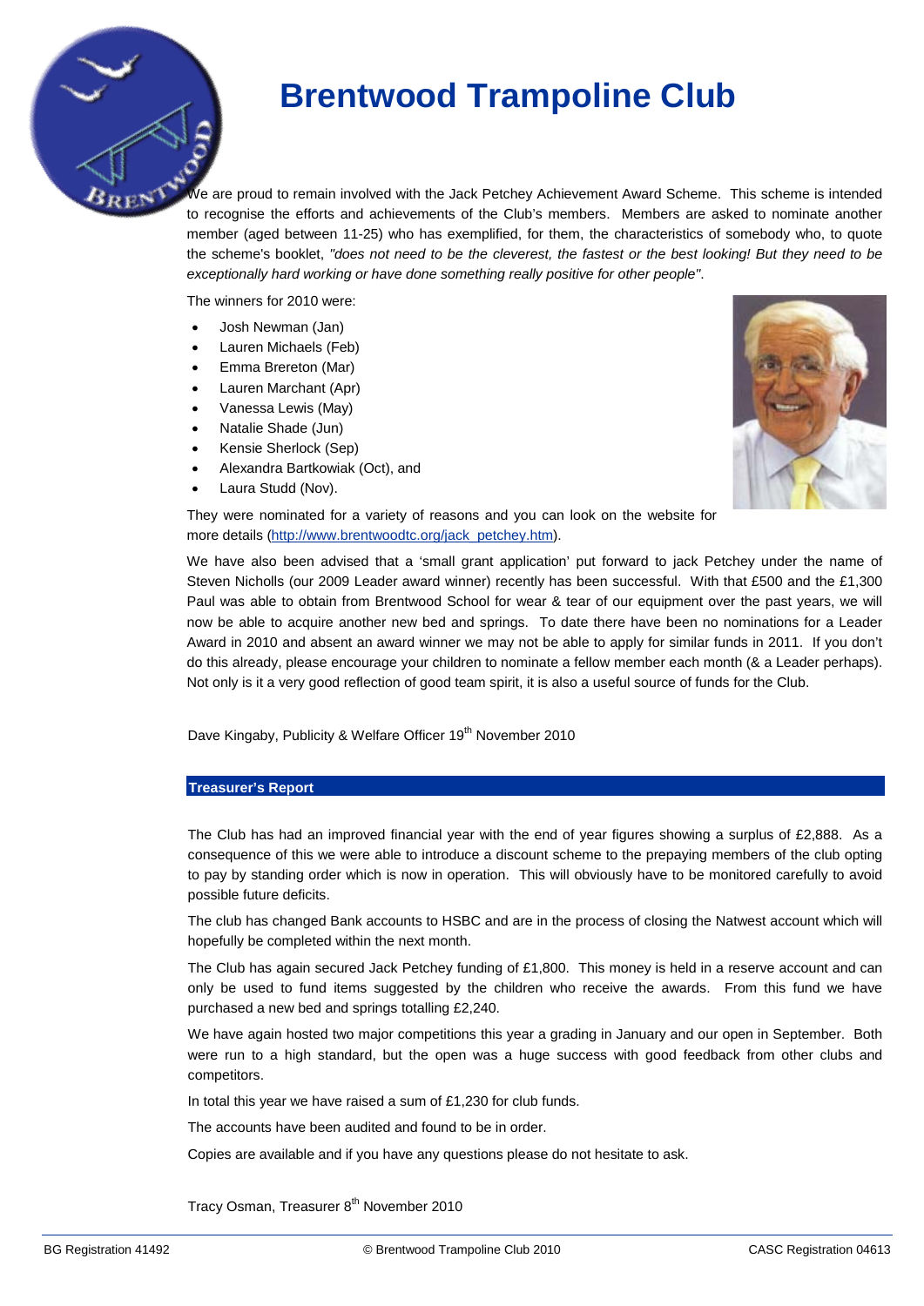# Brentwood Trampoline Club

We are proud to remain involved with the Jack Petchey Achievement Award Scheme. This scheme is intended to recognise the efforts and achievements of the Club's members. Members are asked to nominate another member (aged between 11-25) who has exemplified, for them, the characteristics of somebody who, to quote the scheme's booklet, *"does not need to be the cleverest, the fastest or the best looking! But they need to be exceptionally hard working or have done something really positive for other people"*.

The winners for 2010 were:

- Josh Newman (Jan)
- Lauren Michaels (Feb)
- Emma Brereton (Mar)
- Lauren Marchant (Apr)
- Vanessa Lewis (May)
- Natalie Shade (Jun)
- Kensie Sherlock (Sep)
- Alexandra Bartkowiak (Oct), and
- Laura Studd (Nov).

They were nominated for a variety of reasons and you can look on the website for more details (http://www.brentwoodtc.org/jack_petchey.htm).

We have also been advised that a 'small grant application' put forward to jack Petchey under the name of Steven Nicholls (our 2009 Leader award winner) recently has been successful. With that £500 and the £1,300 Paul was able to obtain from Brentwood School for wear & tear of our equipment over the past years, we will now be able to acquire another new bed and springs. To date there have been no nominations for a Leader Award in 2010 and absent an award winner we may not be able to apply for similar funds in 2011. If you don't do this already, please encourage your children to nominate a fellow member each month (& a Leader perhaps). Not only is it a very good reflection of good team spirit, it is also a useful source of funds for the Club.

Dave Kingaby, Publicity & Welfare Officer 19th November 2010

## Treasurer's Report

The Club has had an improved financial year with the end of year figures showing a surplus of £2,888. As a consequence of this we were able to introduce a discount scheme to the prepaying members of the club opting to pay by standing order which is now in operation. This will obviously have to be monitored carefully to avoid possible future deficits.

The club has changed Bank accounts to HSBC and are in the process of closing the Natwest account which will hopefully be completed within the next month.

The Club has again secured Jack Petchey funding of £1,800. This money is held in a reserve account and can only be used to fund items suggested by the children who receive the awards. From this fund we have purchased a new bed and springs totalling £2,240.

We have again hosted two major competitions this year a grading in January and our open in September. Both were run to a high standard, but the open was a huge success with good feedback from other clubs and competitors.

In total this year we have raised a sum of £1,230 for club funds.

The accounts have been audited and found to be in order.

Copies are available and if you have any questions please do not hesitate to ask.

Tracy Osman, Treasurer 8th November 2010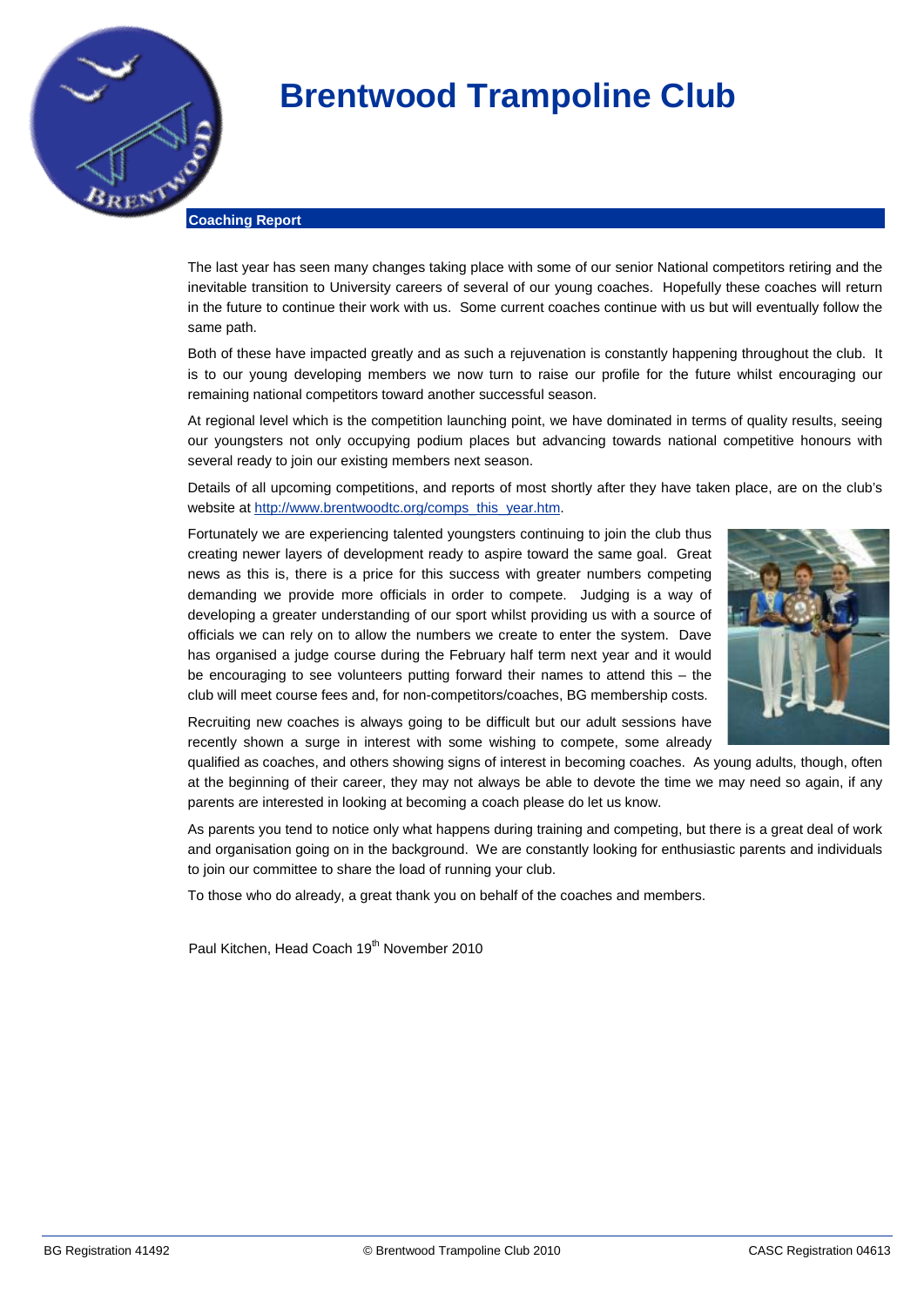# Brentwood Trampoline Club

## Coaching Report

The last year has seen many changes taking place with some of our senior National competitors retiring and the inevitable transition to University careers of several of our young coaches. Hopefully these coaches will return in the future to continue their work with us. Some current coaches continue with us but will eventually follow the same path.

Both of these have impacted greatly and as such a rejuvenation is constantly happening throughout the club. It is to our young developing members we now turn to raise our profile for the future whilst encouraging our remaining national competitors toward another successful season.

At regional level which is the competition launching point, we have dominated in terms of quality results, seeing our youngsters not only occupying podium places but advancing towards national competitive honours with several ready to join our existing members next season.

Details of all upcoming competitions, and reports of most shortly after they have taken place, are on the club's website at [http://www.brentwoodtc.org/comps_this_year.htm](http://www.brentwoodtc.org/comps_this_year.htm).

Fortunately we are experiencing talented youngsters continuing to join the club thus creating newer layers of development ready to aspire toward the same goal. Great news as this is, there is a price for this success with greater numbers competing demanding we provide more officials in order to compete. Judging is a way of developing a greater understanding of our sport whilst providing us with a source of officials we can rely on to allow the numbers we create to enter the system. Dave has organised a judge course during the February half term next year and it would be encouraging to see volunteers putting forward their names to attend this – the club will meet course fees and, for non-competitors/coaches, BG membership costs.

Recruiting new coaches is always going to be difficult but our adult sessions have recently shown a surge in interest with some wishing to compete, some already qualified as coaches, and others showing signs of interest in becoming coaches. As young adults, though, often at the beginning of their career, they may not always be able to devote the time we may need so again, if any parents are interested in looking at becoming a coach please do let us know.

As parents you tend to notice only what happens during training and competing, but there is a great deal of work and organisation going on in the background. We are constantly looking for enthusiastic parents and individuals to join our committee to share the load of running your club.

To those who do already, a great thank you on behalf of the coaches and members.

Paul Kitchen, Head Coach 19th November 2010

BG Registration 41492 | © Brentwood Trampoline Club 2010 | CASC Registration 04613